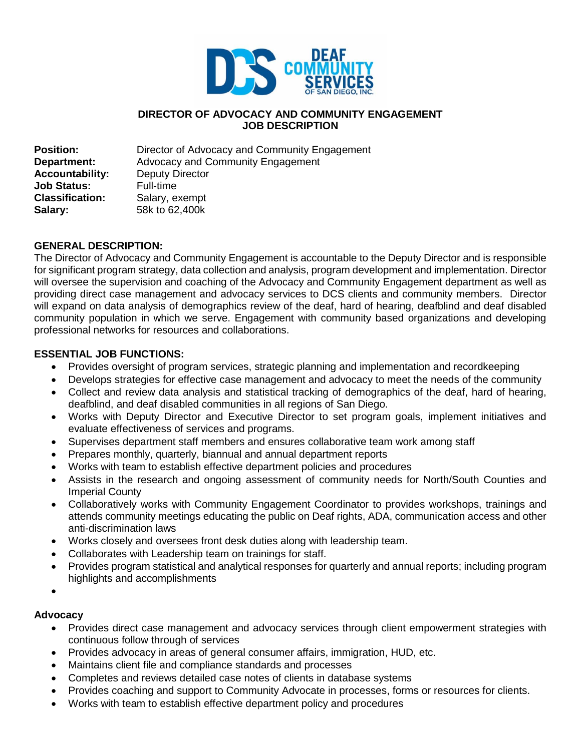# DIRECTOR OF ADVOCACY AND COMMUNITY ENGAGEMENT
## JOB DESCRIPTION

**Position:** Director of Advocacy and Community Engagement
**Department:** Advocacy and Community Engagement
**Accountability:** Deputy Director
**Job Status:** Full-time
**Classification:** Salary, exempt
**Salary:** 58k to 62,400k

### GENERAL DESCRIPTION:

The Director of Advocacy and Community Engagement is accountable to the Deputy Director and is responsible for significant program strategy, data collection and analysis, program development and implementation. Director will oversee the supervision and coaching of the Advocacy and Community Engagement department as well as providing direct case management and advocacy services to DCS clients and community members. Director will expand on data analysis of demographics review of the deaf, hard of hearing, deafblind and deaf disabled community population in which we serve. Engagement with community based organizations and developing professional networks for resources and collaborations.

### ESSENTIAL JOB FUNCTIONS:

- Provides oversight of program services, strategic planning and implementation and recordkeeping
- Develops strategies for effective case management and advocacy to meet the needs of the community
- Collect and review data analysis and statistical tracking of demographics of the deaf, hard of hearing, deafblind, and deaf disabled communities in all regions of San Diego.
- Works with Deputy Director and Executive Director to set program goals, implement initiatives and evaluate effectiveness of services and programs.
- Supervises department staff members and ensures collaborative team work among staff
- Prepares monthly, quarterly, biannual and annual department reports
- Works with team to establish effective department policies and procedures
- Assists in the research and ongoing assessment of community needs for North/South Counties and Imperial County
- Collaboratively works with Community Engagement Coordinator to provides workshops, trainings and attends community meetings educating the public on Deaf rights, ADA, communication access and other anti-discrimination laws
- Works closely and oversees front desk duties along with leadership team.
- Collaborates with Leadership team on trainings for staff.
- Provides program statistical and analytical responses for quarterly and annual reports; including program highlights and accomplishments

### Advocacy

- Provides direct case management and advocacy services through client empowerment strategies with continuous follow through of services
- Provides advocacy in areas of general consumer affairs, immigration, HUD, etc.
- Maintains client file and compliance standards and processes
- Completes and reviews detailed case notes of clients in database systems
- Provides coaching and support to Community Advocate in processes, forms or resources for clients.
- Works with team to establish effective department policy and procedures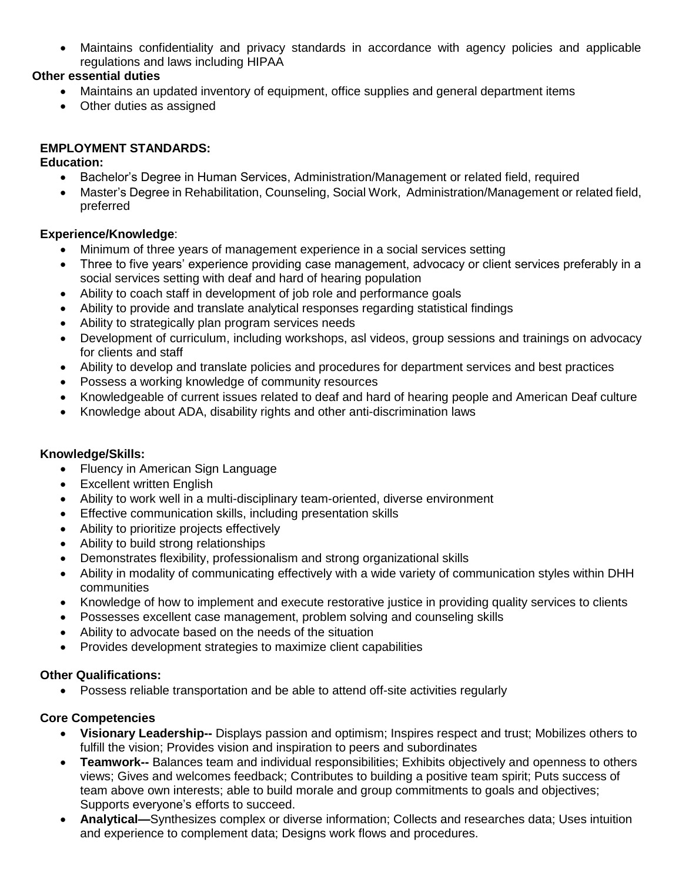- Maintains confidentiality and privacy standards in accordance with agency policies and applicable regulations and laws including HIPAA

**Other essential duties**

- Maintains an updated inventory of equipment, office supplies and general department items
- Other duties as assigned

**EMPLOYMENT STANDARDS:**

**Education:**

- Bachelor's Degree in Human Services, Administration/Management or related field, required
- Master's Degree in Rehabilitation, Counseling, Social Work, Administration/Management or related field, preferred

**Experience/Knowledge**:

- Minimum of three years of management experience in a social services setting
- Three to five years' experience providing case management, advocacy or client services preferably in a social services setting with deaf and hard of hearing population
- Ability to coach staff in development of job role and performance goals
- Ability to provide and translate analytical responses regarding statistical findings
- Ability to strategically plan program services needs
- Development of curriculum, including workshops, asl videos, group sessions and trainings on advocacy for clients and staff
- Ability to develop and translate policies and procedures for department services and best practices
- Possess a working knowledge of community resources
- Knowledgeable of current issues related to deaf and hard of hearing people and American Deaf culture
- Knowledge about ADA, disability rights and other anti-discrimination laws

**Knowledge/Skills:**

- Fluency in American Sign Language
- Excellent written English
- Ability to work well in a multi-disciplinary team-oriented, diverse environment
- Effective communication skills, including presentation skills
- Ability to prioritize projects effectively
- Ability to build strong relationships
- Demonstrates flexibility, professionalism and strong organizational skills
- Ability in modality of communicating effectively with a wide variety of communication styles within DHH communities
- Knowledge of how to implement and execute restorative justice in providing quality services to clients
- Possesses excellent case management, problem solving and counseling skills
- Ability to advocate based on the needs of the situation
- Provides development strategies to maximize client capabilities

**Other Qualifications:**

- Possess reliable transportation and be able to attend off-site activities regularly

**Core Competencies**

- **Visionary Leadership--** Displays passion and optimism; Inspires respect and trust; Mobilizes others to fulfill the vision; Provides vision and inspiration to peers and subordinates
- **Teamwork--** Balances team and individual responsibilities; Exhibits objectively and openness to others views; Gives and welcomes feedback; Contributes to building a positive team spirit; Puts success of team above own interests; able to build morale and group commitments to goals and objectives; Supports everyone's efforts to succeed.
- **Analytical—**Synthesizes complex or diverse information; Collects and researches data; Uses intuition and experience to complement data; Designs work flows and procedures.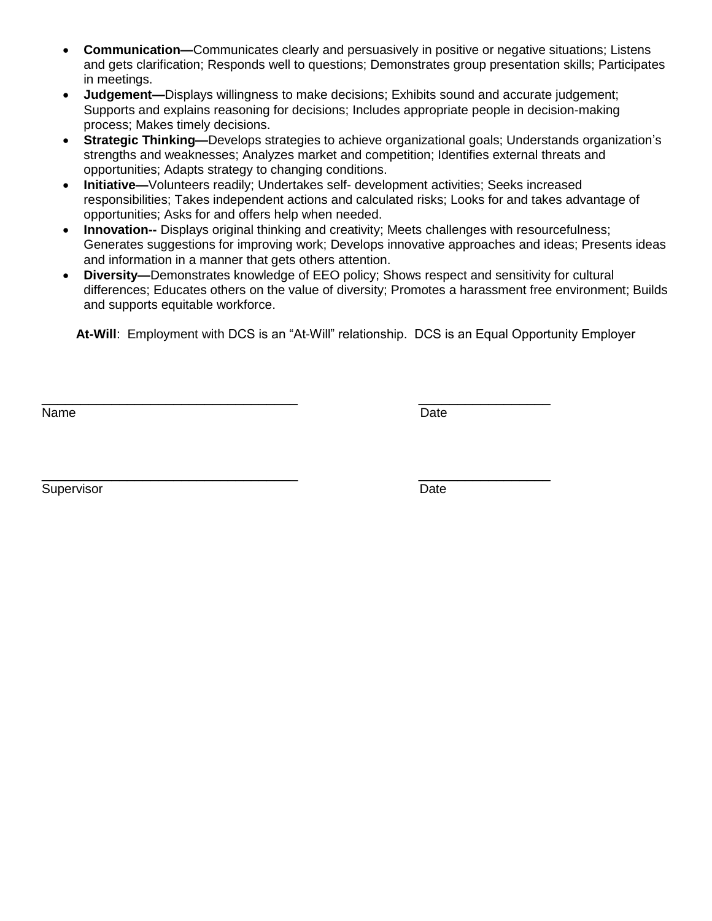- **Communication—**Communicates clearly and persuasively in positive or negative situations; Listens and gets clarification; Responds well to questions; Demonstrates group presentation skills; Participates in meetings.
- **Judgement—**Displays willingness to make decisions; Exhibits sound and accurate judgement; Supports and explains reasoning for decisions; Includes appropriate people in decision-making process; Makes timely decisions.
- **Strategic Thinking—**Develops strategies to achieve organizational goals; Understands organization's strengths and weaknesses; Analyzes market and competition; Identifies external threats and opportunities; Adapts strategy to changing conditions.
- **Initiative—**Volunteers readily; Undertakes self- development activities; Seeks increased responsibilities; Takes independent actions and calculated risks; Looks for and takes advantage of opportunities; Asks for and offers help when needed.
- **Innovation--** Displays original thinking and creativity; Meets challenges with resourcefulness; Generates suggestions for improving work; Develops innovative approaches and ideas; Presents ideas and information in a manner that gets others attention.
- **Diversity—**Demonstrates knowledge of EEO policy; Shows respect and sensitivity for cultural differences; Educates others on the value of diversity; Promotes a harassment free environment; Builds and supports equitable workforce.

**At-Will**: Employment with DCS is an "At-Will" relationship. DCS is an Equal Opportunity Employer

___________________________________ ___________________

Name Date

___________________________________ ___________________

Supervisor Date